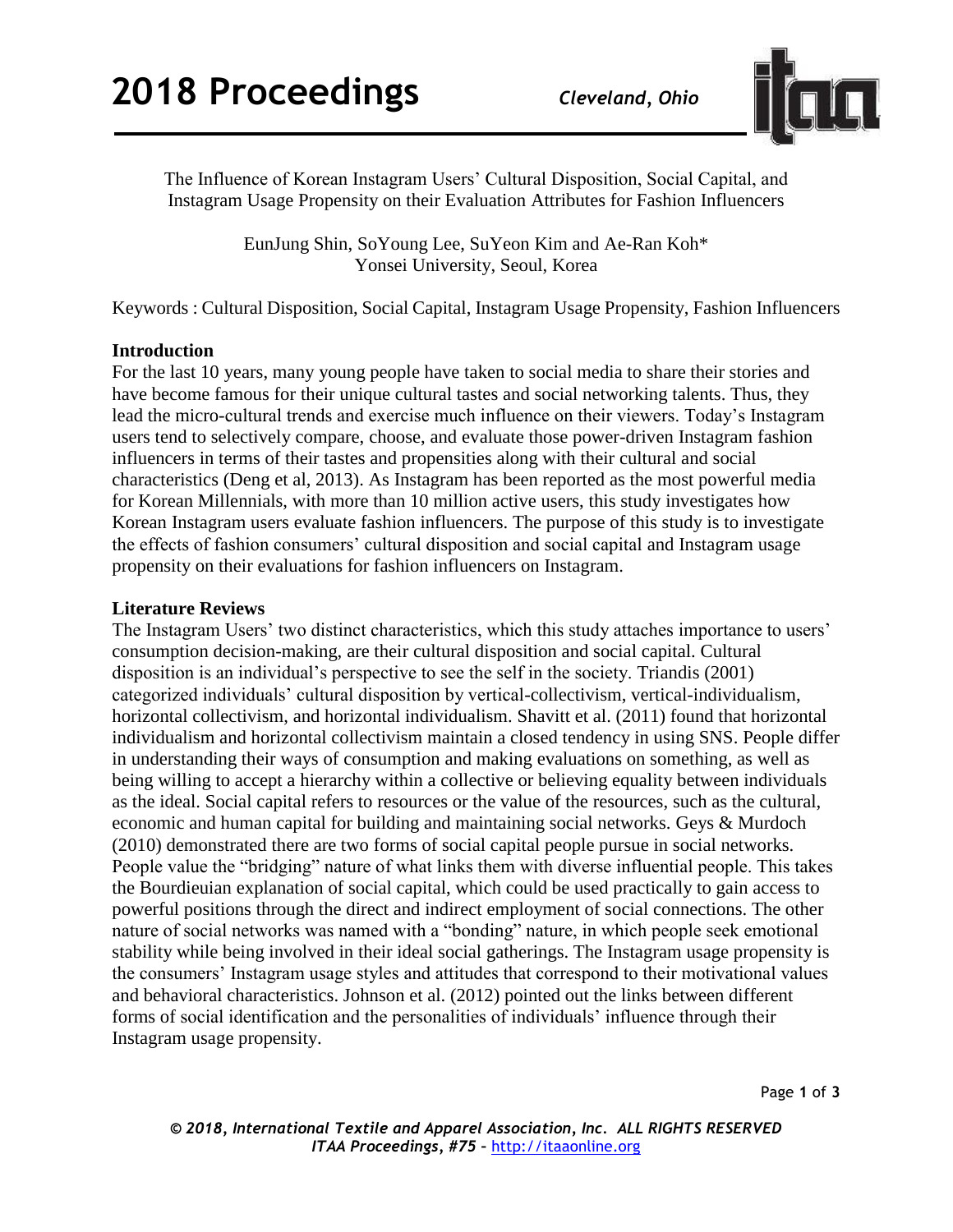# The Influence of Korean Instagram Users' Cultural Disposition, Social Capital, and Instagram Usage Propensity on their Evaluation Attributes for Fashion Influencers

EunJung Shin, SoYoung Lee, SuYeon Kim and Ae-Ran Koh*
Yonsei University, Seoul, Korea

Keywords : Cultural Disposition, Social Capital, Instagram Usage Propensity, Fashion Influencers

## Introduction

For the last 10 years, many young people have taken to social media to share their stories and have become famous for their unique cultural tastes and social networking talents. Thus, they lead the micro-cultural trends and exercise much influence on their viewers. Today's Instagram users tend to selectively compare, choose, and evaluate those power-driven Instagram fashion influencers in terms of their tastes and propensities along with their cultural and social characteristics (Deng et al, 2013). As Instagram has been reported as the most powerful media for Korean Millennials, with more than 10 million active users, this study investigates how Korean Instagram users evaluate fashion influencers. The purpose of this study is to investigate the effects of fashion consumers' cultural disposition and social capital and Instagram usage propensity on their evaluations for fashion influencers on Instagram.

## Literature Reviews

The Instagram Users' two distinct characteristics, which this study attaches importance to users' consumption decision-making, are their cultural disposition and social capital. Cultural disposition is an individual's perspective to see the self in the society. Triandis (2001) categorized individuals' cultural disposition by vertical-collectivism, vertical-individualism, horizontal collectivism, and horizontal individualism. Shavitt et al. (2011) found that horizontal individualism and horizontal collectivism maintain a closed tendency in using SNS. People differ in understanding their ways of consumption and making evaluations on something, as well as being willing to accept a hierarchy within a collective or believing equality between individuals as the ideal. Social capital refers to resources or the value of the resources, such as the cultural, economic and human capital for building and maintaining social networks. Geys & Murdoch (2010) demonstrated there are two forms of social capital people pursue in social networks. People value the "bridging" nature of what links them with diverse influential people. This takes the Bourdieuian explanation of social capital, which could be used practically to gain access to powerful positions through the direct and indirect employment of social connections. The other nature of social networks was named with a "bonding" nature, in which people seek emotional stability while being involved in their ideal social gatherings. The Instagram usage propensity is the consumers' Instagram usage styles and attitudes that correspond to their motivational values and behavioral characteristics. Johnson et al. (2012) pointed out the links between different forms of social identification and the personalities of individuals' influence through their Instagram usage propensity.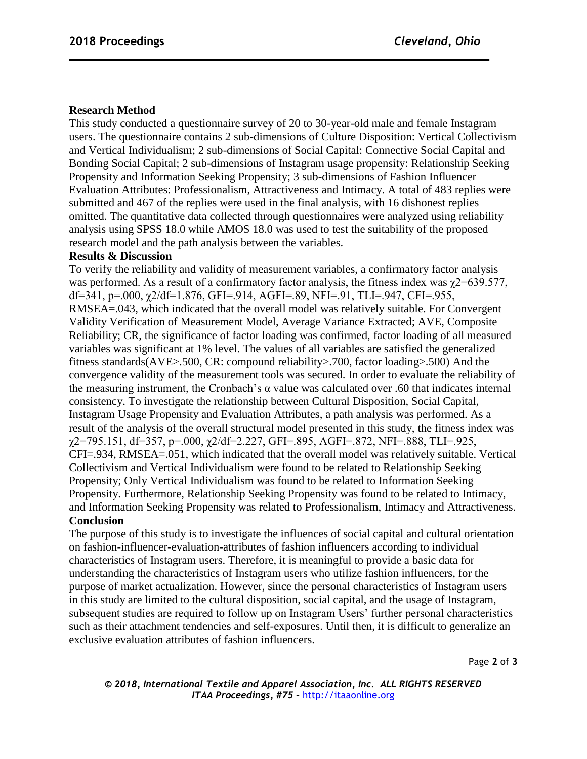## Research Method

This study conducted a questionnaire survey of 20 to 30-year-old male and female Instagram users. The questionnaire contains 2 sub-dimensions of Culture Disposition: Vertical Collectivism and Vertical Individualism; 2 sub-dimensions of Social Capital: Connective Social Capital and Bonding Social Capital; 2 sub-dimensions of Instagram usage propensity: Relationship Seeking Propensity and Information Seeking Propensity; 3 sub-dimensions of Fashion Influencer Evaluation Attributes: Professionalism, Attractiveness and Intimacy. A total of 483 replies were submitted and 467 of the replies were used in the final analysis, with 16 dishonest replies omitted. The quantitative data collected through questionnaires were analyzed using reliability analysis using SPSS 18.0 while AMOS 18.0 was used to test the suitability of the proposed research model and the path analysis between the variables.

## Results & Discussion

To verify the reliability and validity of measurement variables, a confirmatory factor analysis was performed. As a result of a confirmatory factor analysis, the fitness index was $\chi 2$=639.577, df=341, p=.000, $\chi 2$/df=1.876, GFI=.914, AGFI=.89, NFI=.91, TLI=.947, CFI=.955, RMSEA=.043, which indicated that the overall model was relatively suitable. For Convergent Validity Verification of Measurement Model, Average Variance Extracted; AVE, Composite Reliability; CR, the significance of factor loading was confirmed, factor loading of all measured variables was significant at 1% level. The values of all variables are satisfied the generalized fitness standards(AVE>.500, CR: compound reliability>.700, factor loading>.500) And the convergence validity of the measurement tools was secured. In order to evaluate the reliability of the measuring instrument, the Cronbach's $\alpha$ value was calculated over .60 that indicates internal consistency. To investigate the relationship between Cultural Disposition, Social Capital, Instagram Usage Propensity and Evaluation Attributes, a path analysis was performed. As a result of the analysis of the overall structural model presented in this study, the fitness index was $\chi 2$=795.151, df=357, p=.000, $\chi 2$/df=2.227, GFI=.895, AGFI=.872, NFI=.888, TLI=.925, CFI=.934, RMSEA=.051, which indicated that the overall model was relatively suitable. Vertical Collectivism and Vertical Individualism were found to be related to Relationship Seeking Propensity; Only Vertical Individualism was found to be related to Information Seeking Propensity. Furthermore, Relationship Seeking Propensity was found to be related to Intimacy, and Information Seeking Propensity was related to Professionalism, Intimacy and Attractiveness.

## Conclusion

The purpose of this study is to investigate the influences of social capital and cultural orientation on fashion-influencer-evaluation-attributes of fashion influencers according to individual characteristics of Instagram users. Therefore, it is meaningful to provide a basic data for understanding the characteristics of Instagram users who utilize fashion influencers, for the purpose of market actualization. However, since the personal characteristics of Instagram users in this study are limited to the cultural disposition, social capital, and the usage of Instagram, subsequent studies are required to follow up on Instagram Users' further personal characteristics such as their attachment tendencies and self-exposures. Until then, it is difficult to generalize an exclusive evaluation attributes of fashion influencers.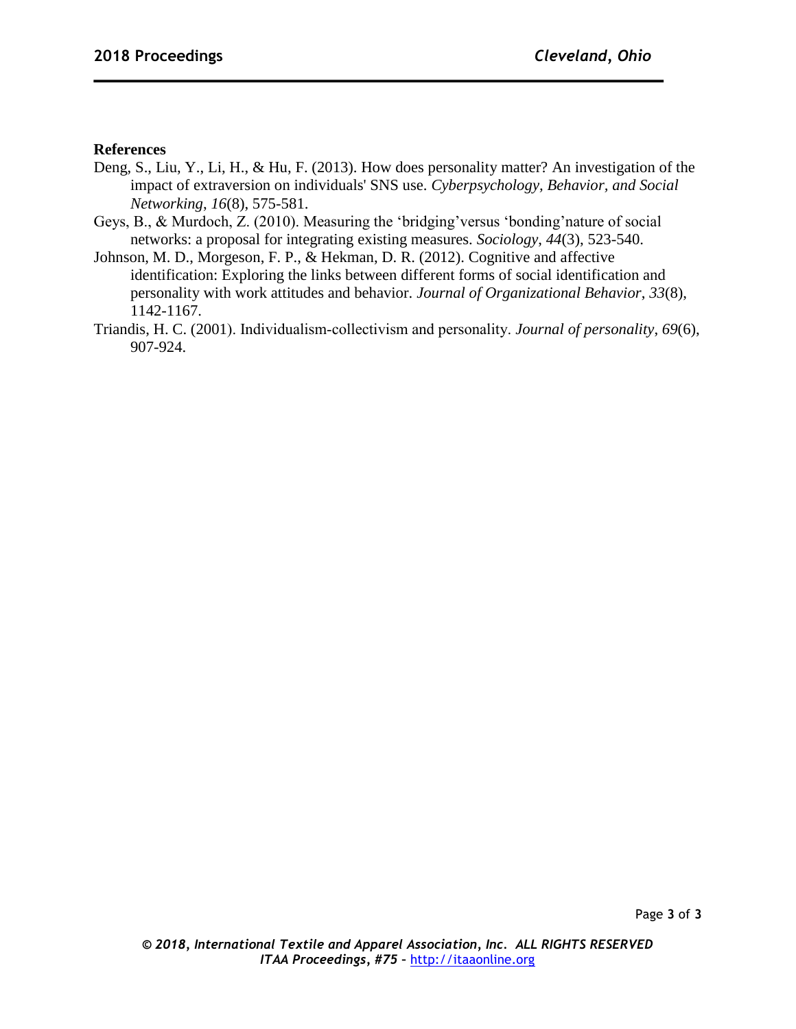**References**

Deng, S., Liu, Y., Li, H., & Hu, F. (2013). How does personality matter? An investigation of the impact of extraversion on individuals' SNS use. *Cyberpsychology, Behavior, and Social Networking*, *16*(8), 575-581.

Geys, B., & Murdoch, Z. (2010). Measuring the 'bridging'versus 'bonding'nature of social networks: a proposal for integrating existing measures. *Sociology*, *44*(3), 523-540.

Johnson, M. D., Morgeson, F. P., & Hekman, D. R. (2012). Cognitive and affective identification: Exploring the links between different forms of social identification and personality with work attitudes and behavior. *Journal of Organizational Behavior*, *33*(8), 1142-1167.

Triandis, H. C. (2001). Individualism-collectivism and personality. *Journal of personality*, *69*(6), 907-924.